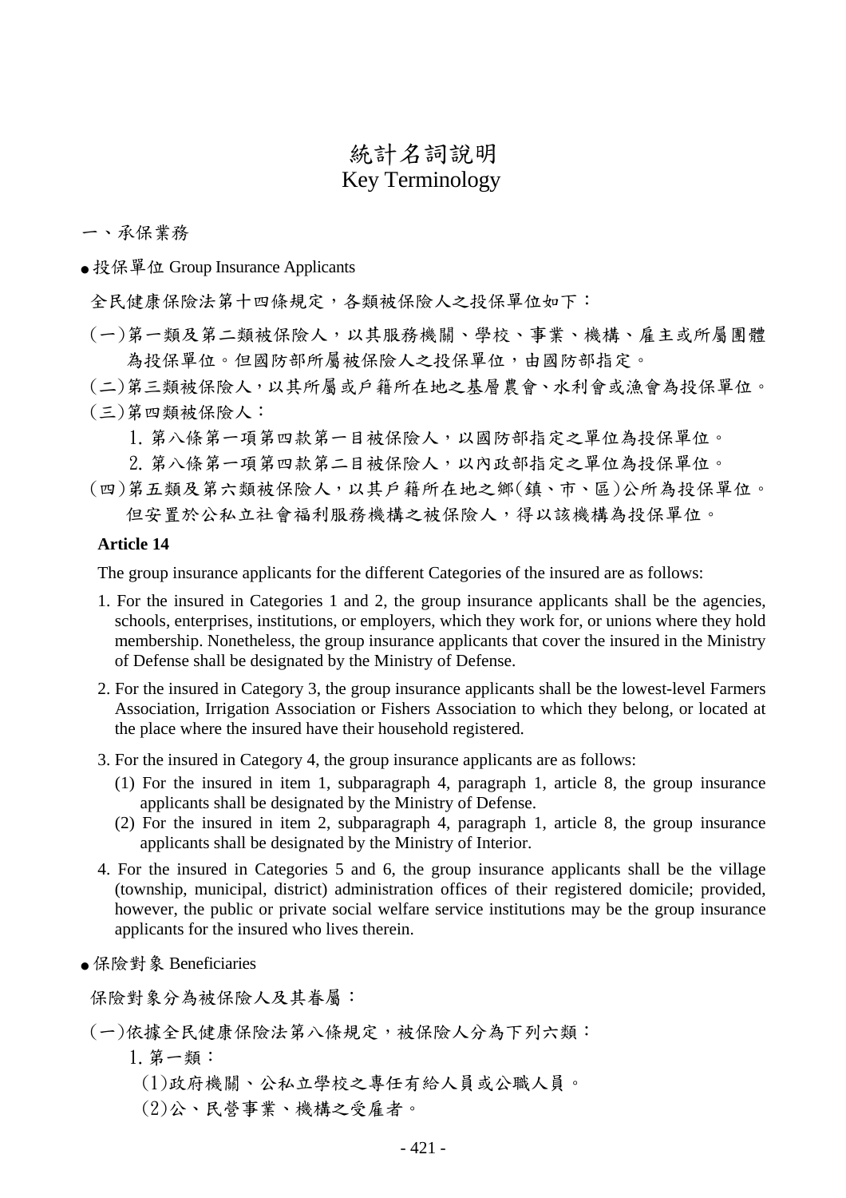# 統計名詞說明
# Key Terminology

## 一、承保業務

● 投保單位 Group Insurance Applicants

全民健康保險法第十四條規定，各類被保險人之投保單位如下：

(一)第一類及第二類被保險人，以其服務機關、學校、事業、機構、雇主或所屬團體為投保單位。但國防部所屬被保險人之投保單位，由國防部指定。

(二)第三類被保險人，以其所屬或戶籍所在地之基層農會、水利會或漁會為投保單位。

(三)第四類被保險人：

1. 第八條第一項第四款第一目被保險人，以國防部指定之單位為投保單位。
2. 第八條第一項第四款第二目被保險人，以內政部指定之單位為投保單位。

(四)第五類及第六類被保險人，以其戶籍所在地之鄉(鎮、市、區)公所為投保單位。但安置於公私立社會福利服務機構之被保險人，得以該機構為投保單位。

**Article 14**

The group insurance applicants for the different Categories of the insured are as follows:

1. For the insured in Categories 1 and 2, the group insurance applicants shall be the agencies, schools, enterprises, institutions, or employers, which they work for, or unions where they hold membership. Nonetheless, the group insurance applicants that cover the insured in the Ministry of Defense shall be designated by the Ministry of Defense.
2. For the insured in Category 3, the group insurance applicants shall be the lowest-level Farmers Association, Irrigation Association or Fishers Association to which they belong, or located at the place where the insured have their household registered.
3. For the insured in Category 4, the group insurance applicants are as follows:
   (1) For the insured in item 1, subparagraph 4, paragraph 1, article 8, the group insurance applicants shall be designated by the Ministry of Defense.
   (2) For the insured in item 2, subparagraph 4, paragraph 1, article 8, the group insurance applicants shall be designated by the Ministry of Interior.
4. For the insured in Categories 5 and 6, the group insurance applicants shall be the village (township, municipal, district) administration offices of their registered domicile; provided, however, the public or private social welfare service institutions may be the group insurance applicants for the insured who lives therein.

● 保險對象 Beneficiaries

保險對象分為被保險人及其眷屬：

(一)依據全民健康保險法第八條規定，被保險人分為下列六類：

1. 第一類：

(1)政府機關、公私立學校之專任有給人員或公職人員。

(2)公、民營事業、機構之受雇者。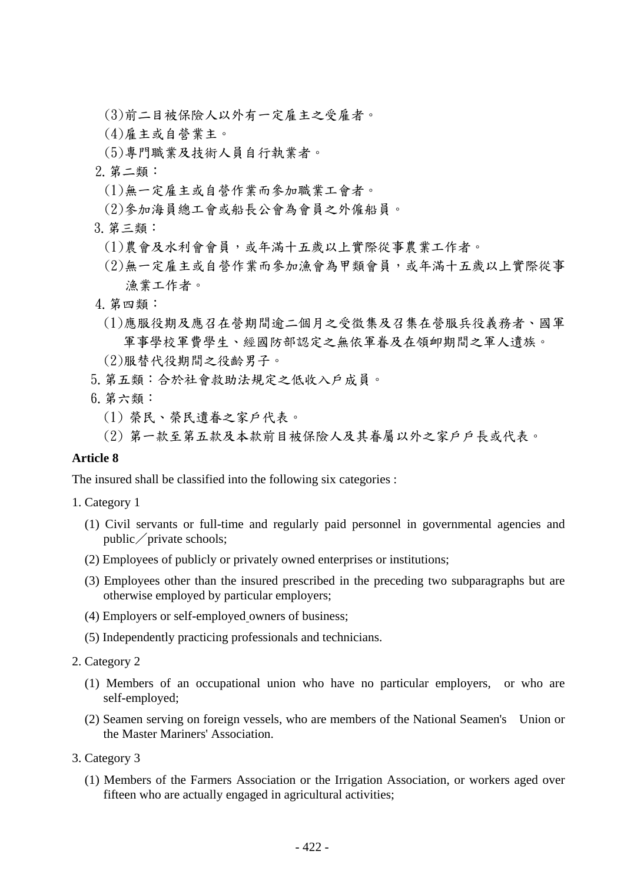(3)前二目被保險人以外有一定雇主之受雇者。

(4)雇主或自營業主。

(5)專門職業及技術人員自行執業者。

2.第二類：

(1)無一定雇主或自營作業而參加職業工會者。

(2)參加海員總工會或船長公會為會員之外僱船員。

3.第三類：

(1)農會及水利會會員，或年滿十五歲以上實際從事農業工作者。

(2)無一定雇主或自營作業而參加漁會為甲類會員，或年滿十五歲以上實際從事漁業工作者。

4.第四類：

(1)應服役期及應召在營期間逾二個月之受徵集及召集在營服兵役義務者、國軍軍事學校軍費學生、經國防部認定之無依軍眷及在領卹期間之軍人遺族。

(2)服替代役期間之役齡男子。

5.第五類：合於社會救助法規定之低收入戶成員。

6.第六類：

(1) 榮民、榮民遺眷之家戶代表。

(2) 第一款至第五款及本款前目被保險人及其眷屬以外之家戶戶長或代表。

**Article 8**

The insured shall be classified into the following six categories :

1. Category 1

(1) Civil servants or full-time and regularly paid personnel in governmental agencies and public／private schools;

(2) Employees of publicly or privately owned enterprises or institutions;

(3) Employees other than the insured prescribed in the preceding two subparagraphs but are otherwise employed by particular employers;

(4) Employers or self-employed owners of business;

(5) Independently practicing professionals and technicians.

2. Category 2

(1) Members of an occupational union who have no particular employers, or who are self-employed;

(2) Seamen serving on foreign vessels, who are members of the National Seamen's Union or the Master Mariners' Association.

3. Category 3

(1) Members of the Farmers Association or the Irrigation Association, or workers aged over fifteen who are actually engaged in agricultural activities;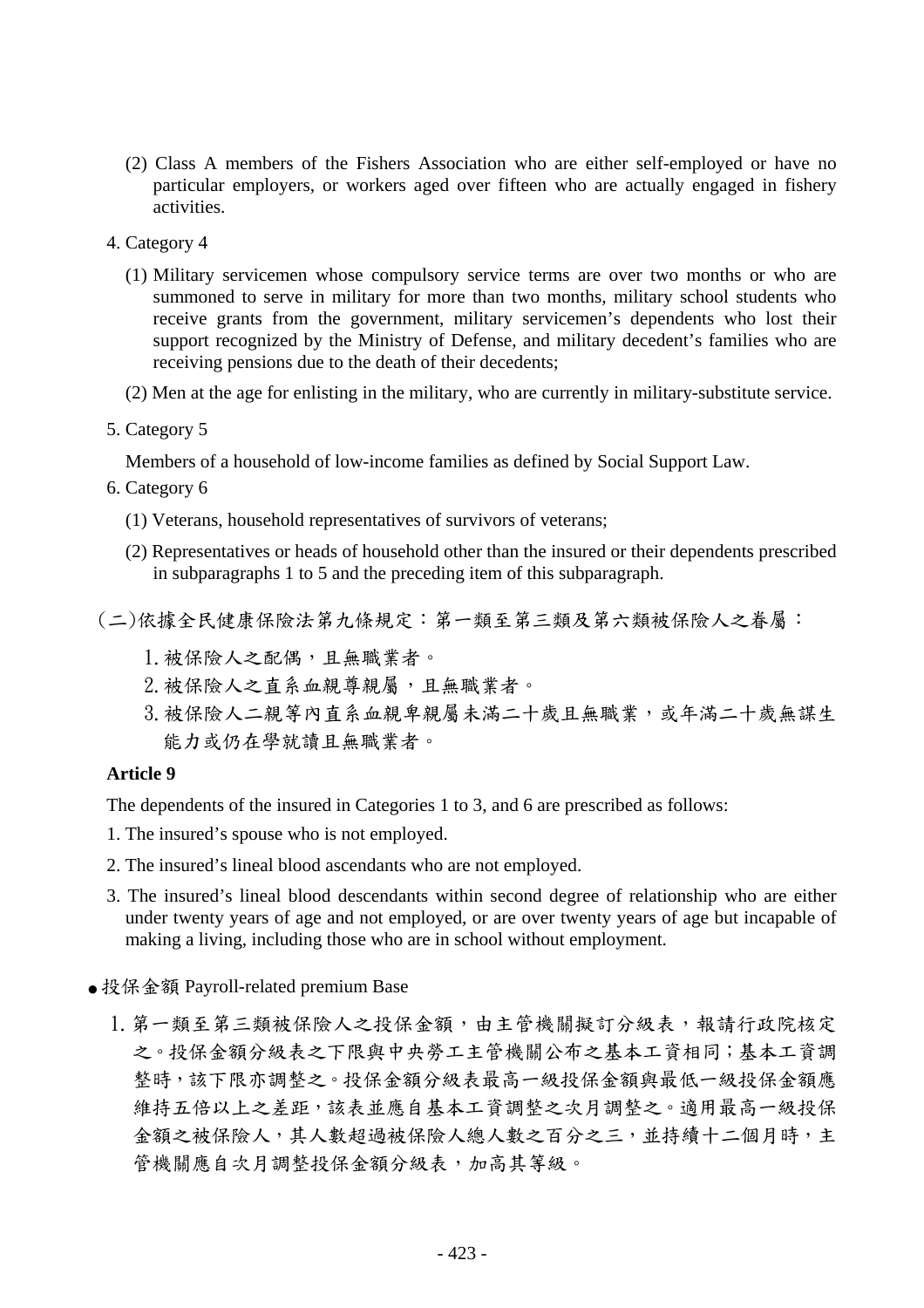(2) Class A members of the Fishers Association who are either self-employed or have no particular employers, or workers aged over fifteen who are actually engaged in fishery activities.

4. Category 4

(1) Military servicemen whose compulsory service terms are over two months or who are summoned to serve in military for more than two months, military school students who receive grants from the government, military servicemen's dependents who lost their support recognized by the Ministry of Defense, and military decedent's families who are receiving pensions due to the death of their decedents;

(2) Men at the age for enlisting in the military, who are currently in military-substitute service.

5. Category 5

Members of a household of low-income families as defined by Social Support Law.

6. Category 6

(1) Veterans, household representatives of survivors of veterans;

(2) Representatives or heads of household other than the insured or their dependents prescribed in subparagraphs 1 to 5 and the preceding item of this subparagraph.

(二)依據全民健康保險法第九條規定：第一類至第三類及第六類被保險人之眷屬：

1. 被保險人之配偶，且無職業者。
2. 被保險人之直系血親尊親屬，且無職業者。
3. 被保險人二親等內直系血親卑親屬未滿二十歲且無職業，或年滿二十歲無謀生能力或仍在學就讀且無職業者。

**Article 9**

The dependents of the insured in Categories 1 to 3, and 6 are prescribed as follows:

1. The insured's spouse who is not employed.
2. The insured's lineal blood ascendants who are not employed.
3. The insured's lineal blood descendants within second degree of relationship who are either under twenty years of age and not employed, or are over twenty years of age but incapable of making a living, including those who are in school without employment.

- 投保金額 Payroll-related premium Base

1. 第一類至第三類被保險人之投保金額，由主管機關擬訂分級表，報請行政院核定之。投保金額分級表之下限與中央勞工主管機關公布之基本工資相同；基本工資調整時，該下限亦調整之。投保金額分級表最高一級投保金額與最低一級投保金額應維持五倍以上之差距，該表並應自基本工資調整之次月調整之。適用最高一級投保金額之被保險人，其人數超過被保險人總人數之百分之三，並持續十二個月時，主管機關應自次月調整投保金額分級表，加高其等級。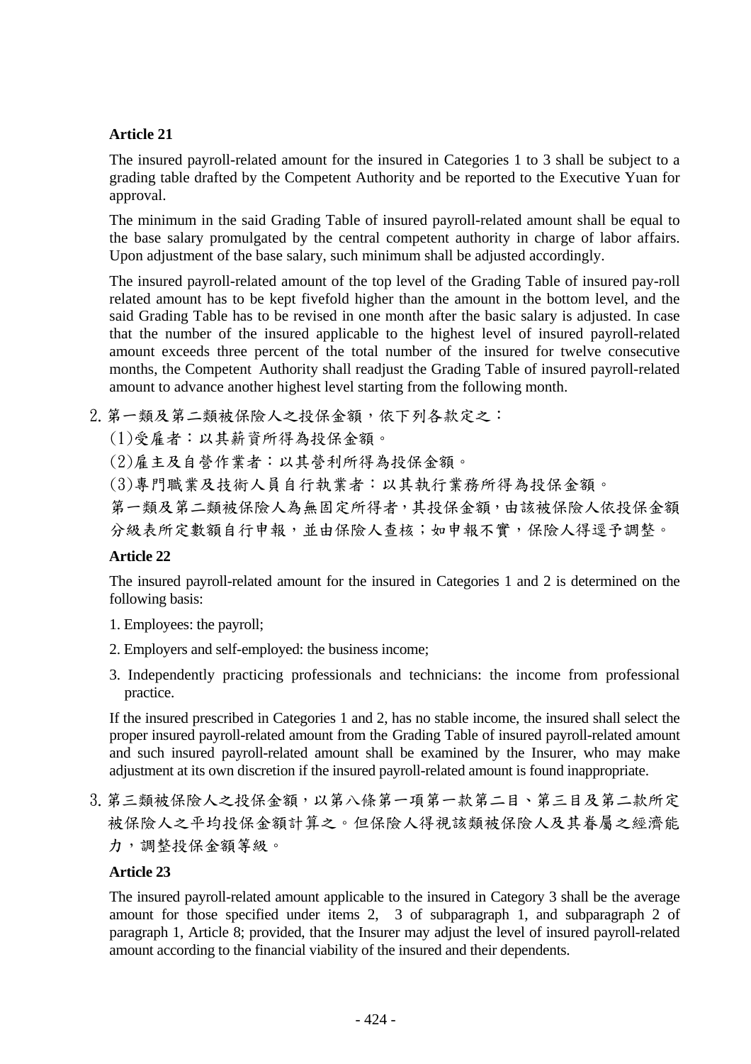**Article 21**

The insured payroll-related amount for the insured in Categories 1 to 3 shall be subject to a grading table drafted by the Competent Authority and be reported to the Executive Yuan for approval.

The minimum in the said Grading Table of insured payroll-related amount shall be equal to the base salary promulgated by the central competent authority in charge of labor affairs. Upon adjustment of the base salary, such minimum shall be adjusted accordingly.

The insured payroll-related amount of the top level of the Grading Table of insured pay-roll related amount has to be kept fivefold higher than the amount in the bottom level, and the said Grading Table has to be revised in one month after the basic salary is adjusted. In case that the number of the insured applicable to the highest level of insured payroll-related amount exceeds three percent of the total number of the insured for twelve consecutive months, the Competent Authority shall readjust the Grading Table of insured payroll-related amount to advance another highest level starting from the following month.

2. 第一類及第二類被保險人之投保金額，依下列各款定之：

(1)受雇者：以其薪資所得為投保金額。

(2)雇主及自營作業者：以其營利所得為投保金額。

(3)專門職業及技術人員自行執業者：以其執行業務所得為投保金額。

第一類及第二類被保險人為無固定所得者，其投保金額，由該被保險人依投保金額分級表所定數額自行申報，並由保險人查核；如申報不實，保險人得逕予調整。

**Article 22**

The insured payroll-related amount for the insured in Categories 1 and 2 is determined on the following basis:

1. Employees: the payroll;
2. Employers and self-employed: the business income;
3. Independently practicing professionals and technicians: the income from professional practice.

If the insured prescribed in Categories 1 and 2, has no stable income, the insured shall select the proper insured payroll-related amount from the Grading Table of insured payroll-related amount and such insured payroll-related amount shall be examined by the Insurer, who may make adjustment at its own discretion if the insured payroll-related amount is found inappropriate.

3. 第三類被保險人之投保金額，以第八條第一項第一款第二目、第三目及第二款所定被保險人之平均投保金額計算之。但保險人得視該類被保險人及其眷屬之經濟能力，調整投保金額等級。

**Article 23**

The insured payroll-related amount applicable to the insured in Category 3 shall be the average amount for those specified under items 2, 3 of subparagraph 1, and subparagraph 2 of paragraph 1, Article 8; provided, that the Insurer may adjust the level of insured payroll-related amount according to the financial viability of the insured and their dependents.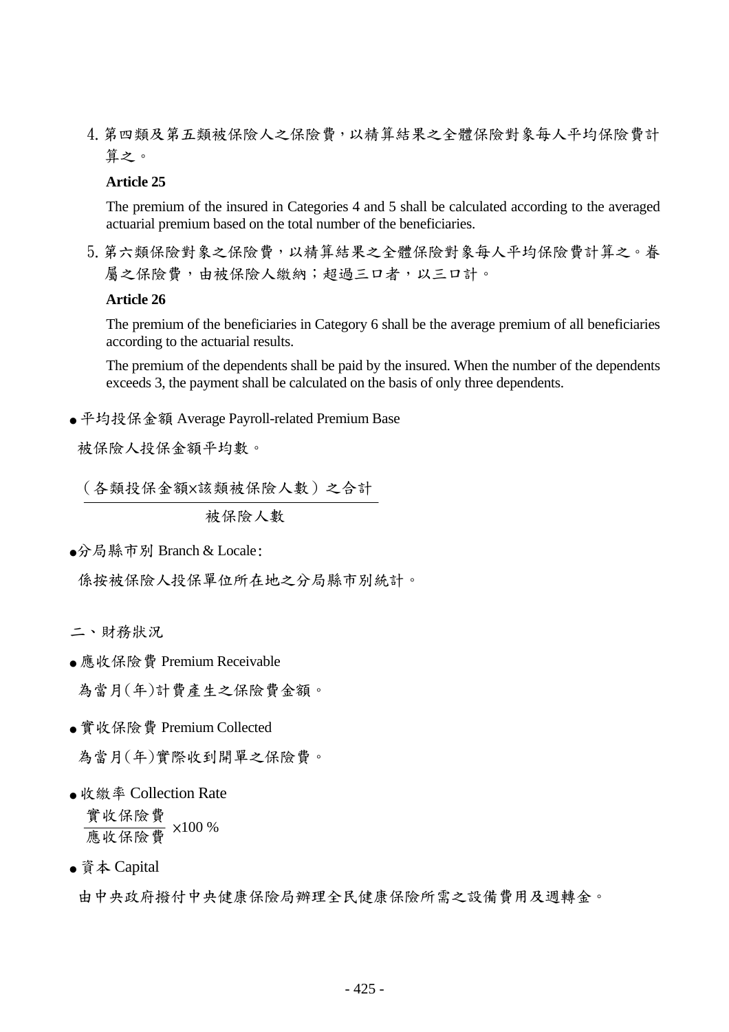4. 第四類及第五類被保險人之保險費，以精算結果之全體保險對象每人平均保險費計算之。

**Article 25**

The premium of the insured in Categories 4 and 5 shall be calculated according to the averaged actuarial premium based on the total number of the beneficiaries.

5. 第六類保險對象之保險費，以精算結果之全體保險對象每人平均保險費計算之。眷屬之保險費，由被保險人繳納；超過三口者，以三口計。

**Article 26**

The premium of the beneficiaries in Category 6 shall be the average premium of all beneficiaries according to the actuarial results.

The premium of the dependents shall be paid by the insured. When the number of the dependents exceeds 3, the payment shall be calculated on the basis of only three dependents.

- 平均投保金額 Average Payroll-related Premium Base

被保險人投保金額平均數。

$$\frac{\text{（各類投保金額×該類被保險人數）之合計}}{\text{被保險人數}}$$

- 分局縣市別 Branch & Locale:

係按被保險人投保單位所在地之分局縣市別統計。

二、財務狀況

- 應收保險費 Premium Receivable

為當月(年)計費產生之保險費金額。

- 實收保險費 Premium Collected

為當月(年)實際收到開單之保險費。

- 收繳率 Collection Rate

$$\frac{\text{實收保險費}}{\text{應收保險費}} \times 100\ \%$$

- 資本 Capital

由中央政府撥付中央健康保險局辦理全民健康保險所需之設備費用及週轉金。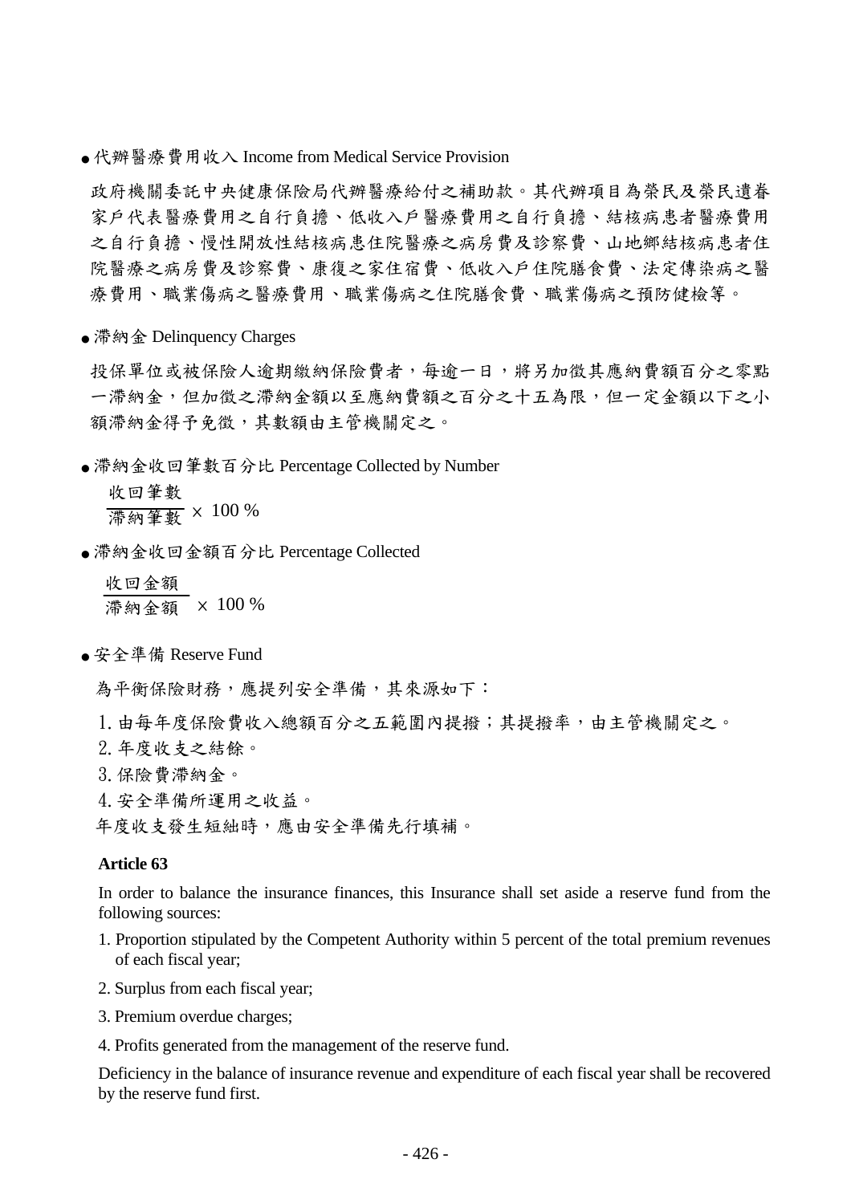- 代辦醫療費用收入 Income from Medical Service Provision

政府機關委託中央健康保險局代辦醫療給付之補助款。其代辦項目為榮民及榮民遺眷家戶代表醫療費用之自行負擔、低收入戶醫療費用之自行負擔、結核病患者醫療費用之自行負擔、慢性開放性結核病患住院醫療之病房費及診察費、山地鄉結核病患者住院醫療之病房費及診察費、康復之家住宿費、低收入戶住院膳食費、法定傳染病之醫療費用、職業傷病之醫療費用、職業傷病之住院膳食費、職業傷病之預防健檢等。

- 滯納金 Delinquency Charges

投保單位或被保險人逾期繳納保險費者，每逾一日，將另加徵其應納費額百分之零點一滯納金，但加徵之滯納金額以至應納費額之百分之十五為限，但一定金額以下之小額滯納金得予免徵，其數額由主管機關定之。

- 滯納金收回筆數百分比 Percentage Collected by Number

$$\frac{\text{收回筆數}}{\text{滯納筆數}} \times 100\ \%$$

- 滯納金收回金額百分比 Percentage Collected

$$\frac{\text{收回金額}}{\text{滯納金額}} \times 100\ \%$$

- 安全準備 Reserve Fund

為平衡保險財務，應提列安全準備，其來源如下：

1. 由每年度保險費收入總額百分之五範圍內提撥；其提撥率，由主管機關定之。
2. 年度收支之結餘。
3. 保險費滯納金。
4. 安全準備所運用之收益。

年度收支發生短絀時，應由安全準備先行填補。

**Article 63**

In order to balance the insurance finances, this Insurance shall set aside a reserve fund from the following sources:

1. Proportion stipulated by the Competent Authority within 5 percent of the total premium revenues of each fiscal year;
2. Surplus from each fiscal year;
3. Premium overdue charges;
4. Profits generated from the management of the reserve fund.

Deficiency in the balance of insurance revenue and expenditure of each fiscal year shall be recovered by the reserve fund first.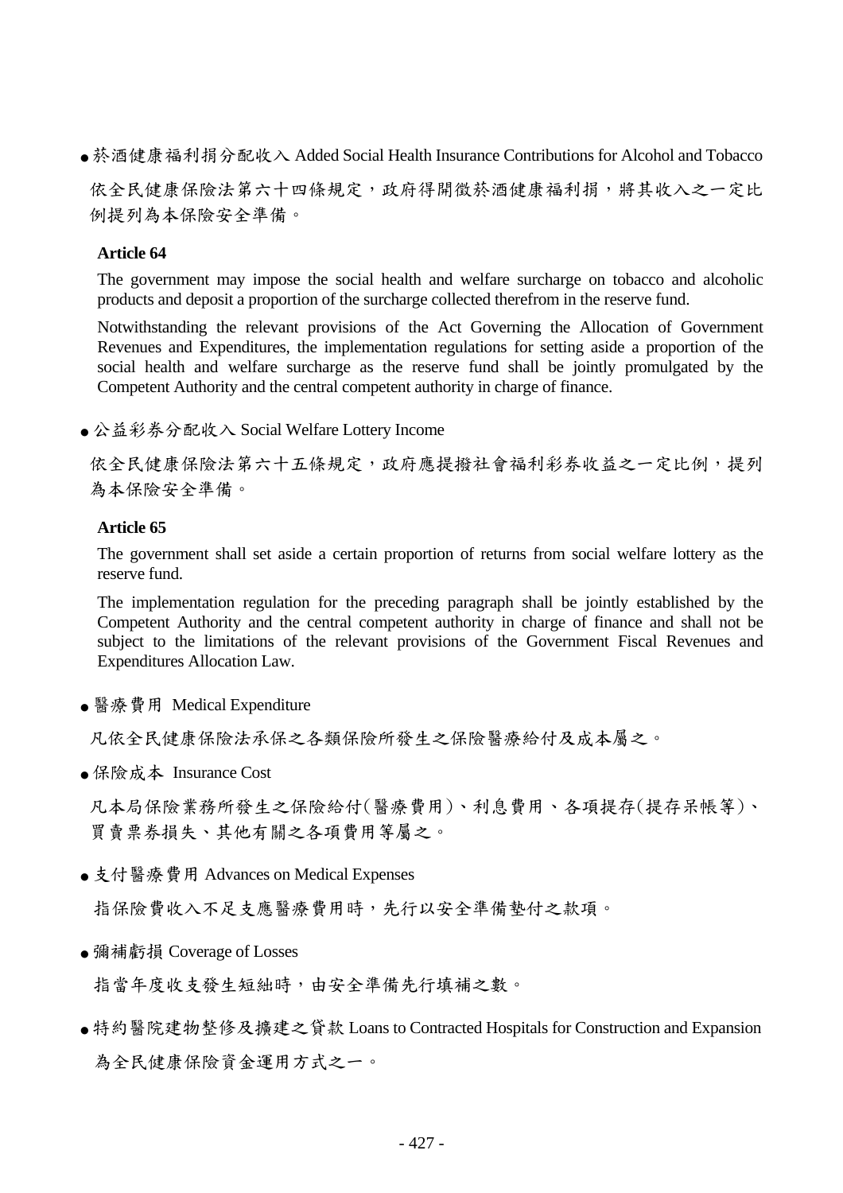- 菸酒健康福利捐分配收入 Added Social Health Insurance Contributions for Alcohol and Tobacco

  依全民健康保險法第六十四條規定，政府得開徵菸酒健康福利捐，將其收入之一定比例提列為本保險安全準備。

  **Article 64**

  The government may impose the social health and welfare surcharge on tobacco and alcoholic products and deposit a proportion of the surcharge collected therefrom in the reserve fund.

  Notwithstanding the relevant provisions of the Act Governing the Allocation of Government Revenues and Expenditures, the implementation regulations for setting aside a proportion of the social health and welfare surcharge as the reserve fund shall be jointly promulgated by the Competent Authority and the central competent authority in charge of finance.

- 公益彩券分配收入 Social Welfare Lottery Income

  依全民健康保險法第六十五條規定，政府應提撥社會福利彩券收益之一定比例，提列為本保險安全準備。

  **Article 65**

  The government shall set aside a certain proportion of returns from social welfare lottery as the reserve fund.

  The implementation regulation for the preceding paragraph shall be jointly established by the Competent Authority and the central competent authority in charge of finance and shall not be subject to the limitations of the relevant provisions of the Government Fiscal Revenues and Expenditures Allocation Law.

- 醫療費用 Medical Expenditure

  凡依全民健康保險法承保之各類保險所發生之保險醫療給付及成本屬之。

- 保險成本 Insurance Cost

  凡本局保險業務所發生之保險給付(醫療費用)、利息費用、各項提存(提存呆帳等)、買賣票券損失、其他有關之各項費用等屬之。

- 支付醫療費用 Advances on Medical Expenses

  指保險費收入不足支應醫療費用時，先行以安全準備墊付之款項。

- 彌補虧損 Coverage of Losses

  指當年度收支發生短絀時，由安全準備先行填補之數。

- 特約醫院建物整修及擴建之貸款 Loans to Contracted Hospitals for Construction and Expansion

  為全民健康保險資金運用方式之一。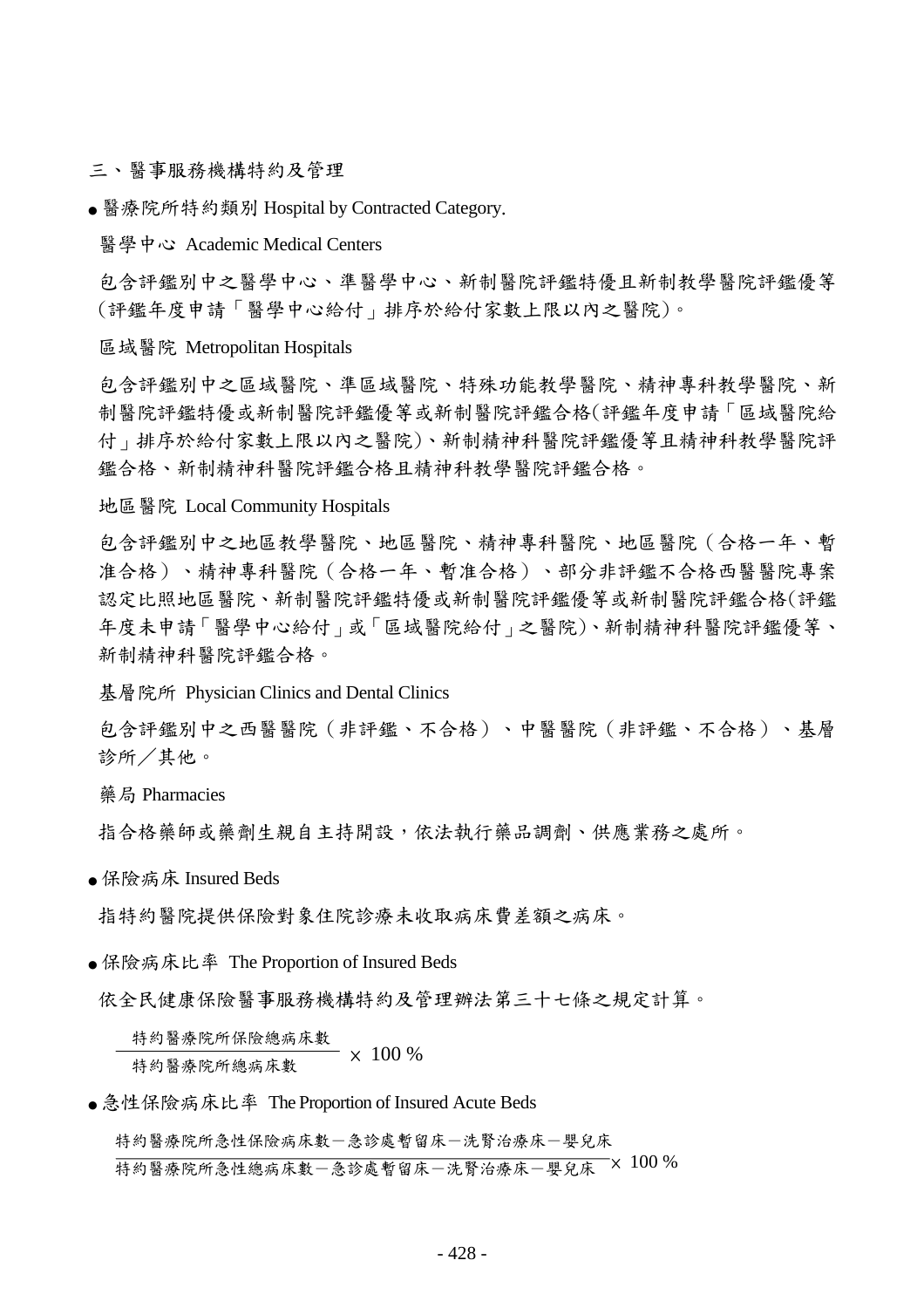## 三、醫事服務機構特約及管理

- 醫療院所特約類別 Hospital by Contracted Category.

醫學中心 Academic Medical Centers

包含評鑑別中之醫學中心、準醫學中心、新制醫院評鑑特優且新制教學醫院評鑑優等(評鑑年度申請「醫學中心給付」排序於給付家數上限以內之醫院)。

區域醫院 Metropolitan Hospitals

包含評鑑別中之區域醫院、準區域醫院、特殊功能教學醫院、精神專科教學醫院、新制醫院評鑑特優或新制醫院評鑑優等或新制醫院評鑑合格(評鑑年度申請「區域醫院給付」排序於給付家數上限以內之醫院)、新制精神科醫院評鑑優等且精神科教學醫院評鑑合格、新制精神科醫院評鑑合格且精神科教學醫院評鑑合格。

地區醫院 Local Community Hospitals

包含評鑑別中之地區教學醫院、地區醫院、精神專科醫院、地區醫院（合格一年、暫准合格）、精神專科醫院（合格一年、暫准合格）、部分非評鑑不合格西醫醫院專案認定比照地區醫院、新制醫院評鑑特優或新制醫院評鑑優等或新制醫院評鑑合格(評鑑年度未申請「醫學中心給付」或「區域醫院給付」之醫院)、新制精神科醫院評鑑優等、新制精神科醫院評鑑合格。

基層院所 Physician Clinics and Dental Clinics

包含評鑑別中之西醫醫院（非評鑑、不合格）、中醫醫院（非評鑑、不合格）、基層診所／其他。

藥局 Pharmacies

指合格藥師或藥劑生親自主持開設，依法執行藥品調劑、供應業務之處所。

- 保險病床 Insured Beds

指特約醫院提供保險對象住院診療未收取病床費差額之病床。

- 保險病床比率 The Proportion of Insured Beds

依全民健康保險醫事服務機構特約及管理辦法第三十七條之規定計算。

$$\frac{\text{特約醫療院所保險總病床數}}{\text{特約醫療院所總病床數}} \times 100\ \%$$

- 急性保險病床比率 The Proportion of Insured Acute Beds

$$\frac{\text{特約醫療院所急性保險病床數－急診處暫留床－洗腎治療床－嬰兒床}}{\text{特約醫療院所急性總病床數－急診處暫留床－洗腎治療床－嬰兒床}} \times 100\ \%$$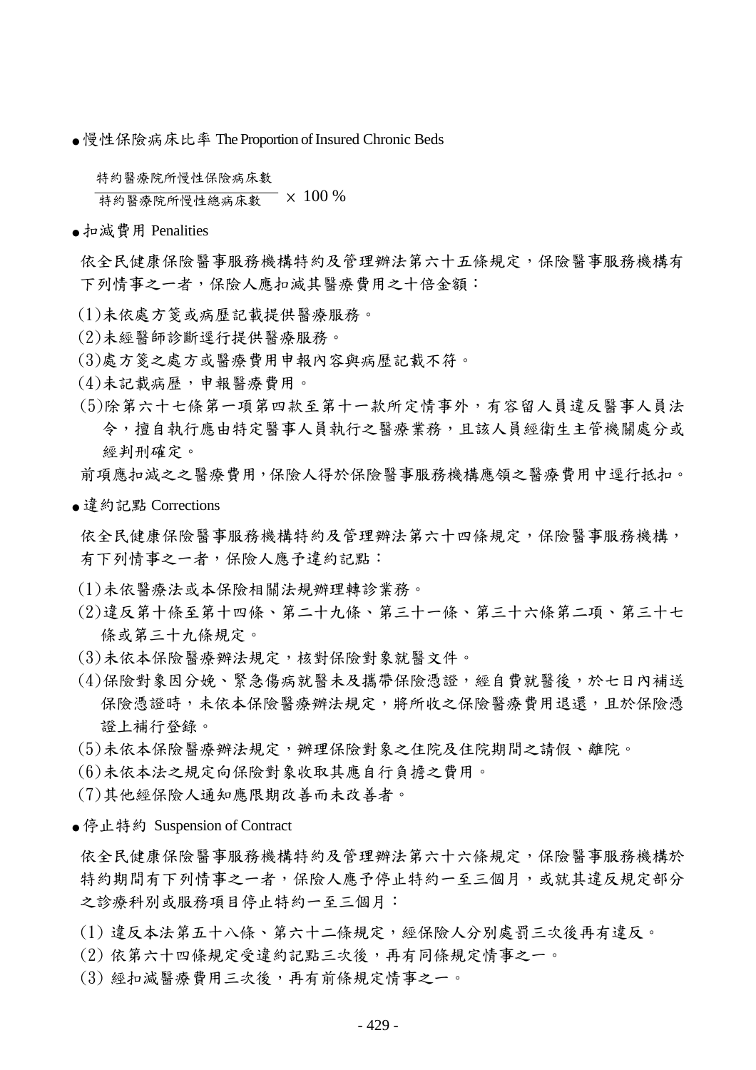- 慢性保險病床比率 The Proportion of Insured Chronic Beds

$$\frac{\text{特約醫療院所慢性保險病床數}}{\text{特約醫療院所慢性總病床數}} \times 100\ \%$$

- 扣減費用 Penalities

依全民健康保險醫事服務機構特約及管理辦法第六十五條規定，保險醫事服務機構有下列情事之一者，保險人應扣減其醫療費用之十倍金額：

(1)未依處方箋或病歷記載提供醫療服務。

(2)未經醫師診斷逕行提供醫療服務。

(3)處方箋之處方或醫療費用申報內容與病歷記載不符。

(4)未記載病歷，申報醫療費用。

(5)除第六十七條第一項第四款至第十一款所定情事外，有容留人員違反醫事人員法令，擅自執行應由特定醫事人員執行之醫療業務，且該人員經衛生主管機關處分或經判刑確定。

前項應扣減之之醫療費用，保險人得於保險醫事服務機構應領之醫療費用中逕行抵扣。

- 違約記點 Corrections

依全民健康保險醫事服務機構特約及管理辦法第六十四條規定，保險醫事服務機構，有下列情事之一者，保險人應予違約記點：

(1)未依醫療法或本保險相關法規辦理轉診業務。

(2)違反第十條至第十四條、第二十九條、第三十一條、第三十六條第二項、第三十七條或第三十九條規定。

(3)未依本保險醫療辦法規定，核對保險對象就醫文件。

(4)保險對象因分娩、緊急傷病就醫未及攜帶保險憑證，經自費就醫後，於七日內補送保險憑證時，未依本保險醫療辦法規定，將所收之保險醫療費用退還，且於保險憑證上補行登錄。

(5)未依本保險醫療辦法規定，辦理保險對象之住院及住院期間之請假、離院。

(6)未依本法之規定向保險對象收取其應自行負擔之費用。

(7)其他經保險人通知應限期改善而未改善者。

- 停止特約 Suspension of Contract

依全民健康保險醫事服務機構特約及管理辦法第六十六條規定，保險醫事服務機構於特約期間有下列情事之一者，保險人應予停止特約一至三個月，或就其違反規定部分之診療科別或服務項目停止特約一至三個月：

(1) 違反本法第五十八條、第六十二條規定，經保險人分別處罰三次後再有違反。

(2) 依第六十四條規定受違約記點三次後，再有同條規定情事之一。

(3) 經扣減醫療費用三次後，再有前條規定情事之一。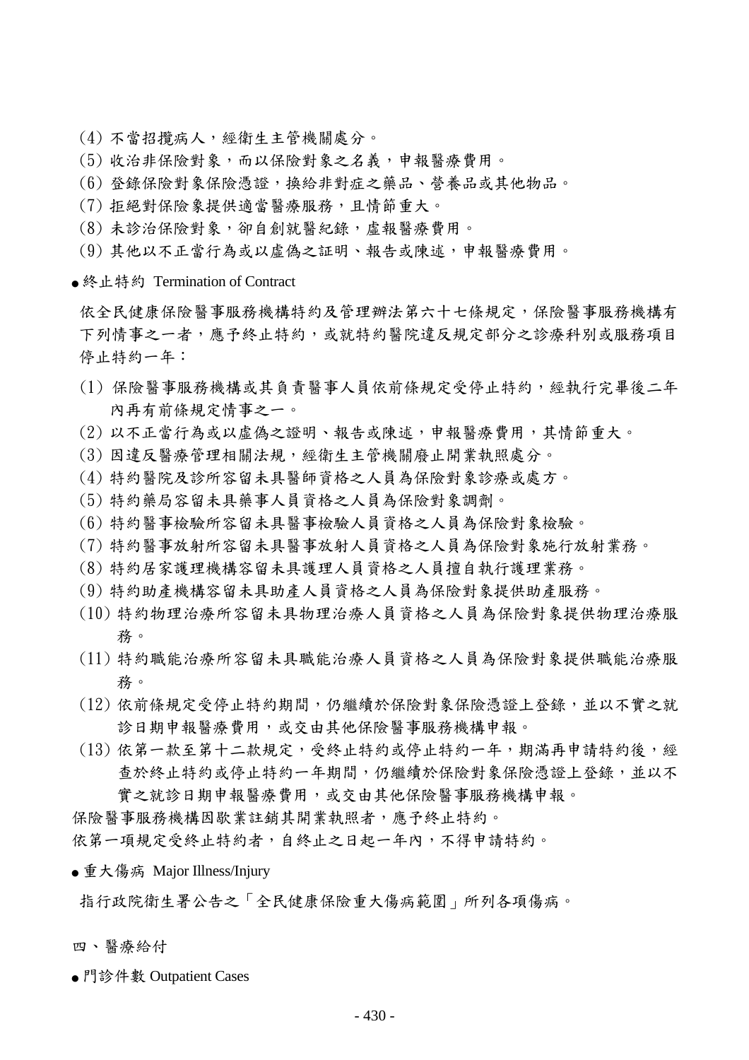(4) 不當招攬病人，經衛生主管機關處分。

(5) 收治非保險對象，而以保險對象之名義，申報醫療費用。

(6) 登錄保險對象保險憑證，換給非對症之藥品、營養品或其他物品。

(7) 拒絕對保險象提供適當醫療服務，且情節重大。

(8) 未診治保險對象，卻自創就醫紀錄，虛報醫療費用。

(9) 其他以不正當行為或以虛偽之証明、報告或陳述，申報醫療費用。

● 終止特約 Termination of Contract

依全民健康保險醫事服務機構特約及管理辦法第六十七條規定，保險醫事服務機構有下列情事之一者，應予終止特約，或就特約醫院違反規定部分之診療科別或服務項目停止特約一年：

(1) 保險醫事服務機構或其負責醫事人員依前條規定受停止特約，經執行完畢後二年內再有前條規定情事之一。

(2) 以不正當行為或以虛偽之證明、報告或陳述，申報醫療費用，其情節重大。

(3) 因違反醫療管理相關法規，經衛生主管機關廢止開業執照處分。

(4) 特約醫院及診所容留未具醫師資格之人員為保險對象診療或處方。

(5) 特約藥局容留未具藥事人員資格之人員為保險對象調劑。

(6) 特約醫事檢驗所容留未具醫事檢驗人員資格之人員為保險對象檢驗。

(7) 特約醫事放射所容留未具醫事放射人員資格之人員為保險對象施行放射業務。

(8) 特約居家護理機構容留未具護理人員資格之人員擅自執行護理業務。

(9) 特約助產機構容留未具助產人員資格之人員為保險對象提供助產服務。

(10) 特約物理治療所容留未具物理治療人員資格之人員為保險對象提供物理治療服務。

(11) 特約職能治療所容留未具職能治療人員資格之人員為保險對象提供職能治療服務。

(12) 依前條規定受停止特約期間，仍繼續於保險對象保險憑證上登錄，並以不實之就診日期申報醫療費用，或交由其他保險醫事服務機構申報。

(13) 依第一款至第十二款規定，受終止特約或停止特約一年，期滿再申請特約後，經查於終止特約或停止特約一年期間，仍繼續於保險對象保險憑證上登錄，並以不實之就診日期申報醫療費用，或交由其他保險醫事服務機構申報。

保險醫事服務機構因歇業註銷其開業執照者，應予終止特約。

依第一項規定受終止特約者，自終止之日起一年內，不得申請特約。

● 重大傷病 Major Illness/Injury

指行政院衛生署公告之「全民健康保險重大傷病範圍」所列各項傷病。

四、醫療給付

● 門診件數 Outpatient Cases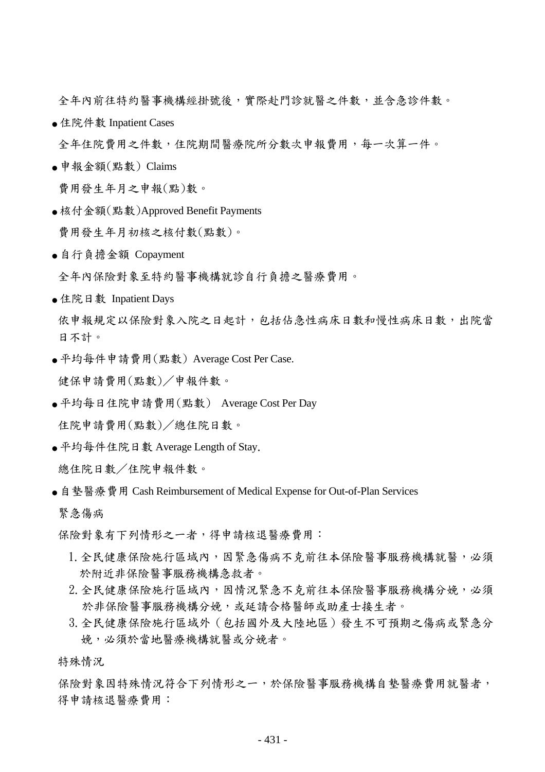全年內前往特約醫事機構經掛號後，實際赴門診就醫之件數，並含急診件數。

- 住院件數 Inpatient Cases

全年住院費用之件數，住院期間醫療院所分數次申報費用，每一次算一件。

- 申報金額(點數) Claims

費用發生年月之申報(點)數。

- 核付金額(點數)Approved Benefit Payments

費用發生年月初核之核付數(點數)。

- 自行負擔金額 Copayment

全年內保險對象至特約醫事機構就診自行負擔之醫療費用。

- 住院日數 Inpatient Days

依申報規定以保險對象入院之日起計，包括佔急性病床日數和慢性病床日數，出院當日不計。

- 平均每件申請費用(點數) Average Cost Per Case.

健保申請費用(點數)／申報件數。

- 平均每日住院申請費用(點數) Average Cost Per Day

住院申請費用(點數)／總住院日數。

- 平均每件住院日數 Average Length of Stay.

總住院日數／住院申報件數。

- 自墊醫療費用 Cash Reimbursement of Medical Expense for Out-of-Plan Services

緊急傷病

保險對象有下列情形之一者，得申請核退醫療費用：

1. 全民健康保險施行區域內，因緊急傷病不克前往本保險醫事服務機構就醫，必須於附近非保險醫事服務機構急救者。
2. 全民健康保險施行區域內，因情況緊急不克前往本保險醫事服務機構分娩，必須於非保險醫事服務機構分娩，或延請合格醫師或助產士接生者。
3. 全民健康保險施行區域外（包括國外及大陸地區）發生不可預期之傷病或緊急分娩，必須於當地醫療機構就醫或分娩者。

特殊情況

保險對象因特殊情況符合下列情形之一，於保險醫事服務機構自墊醫療費用就醫者，得申請核退醫療費用：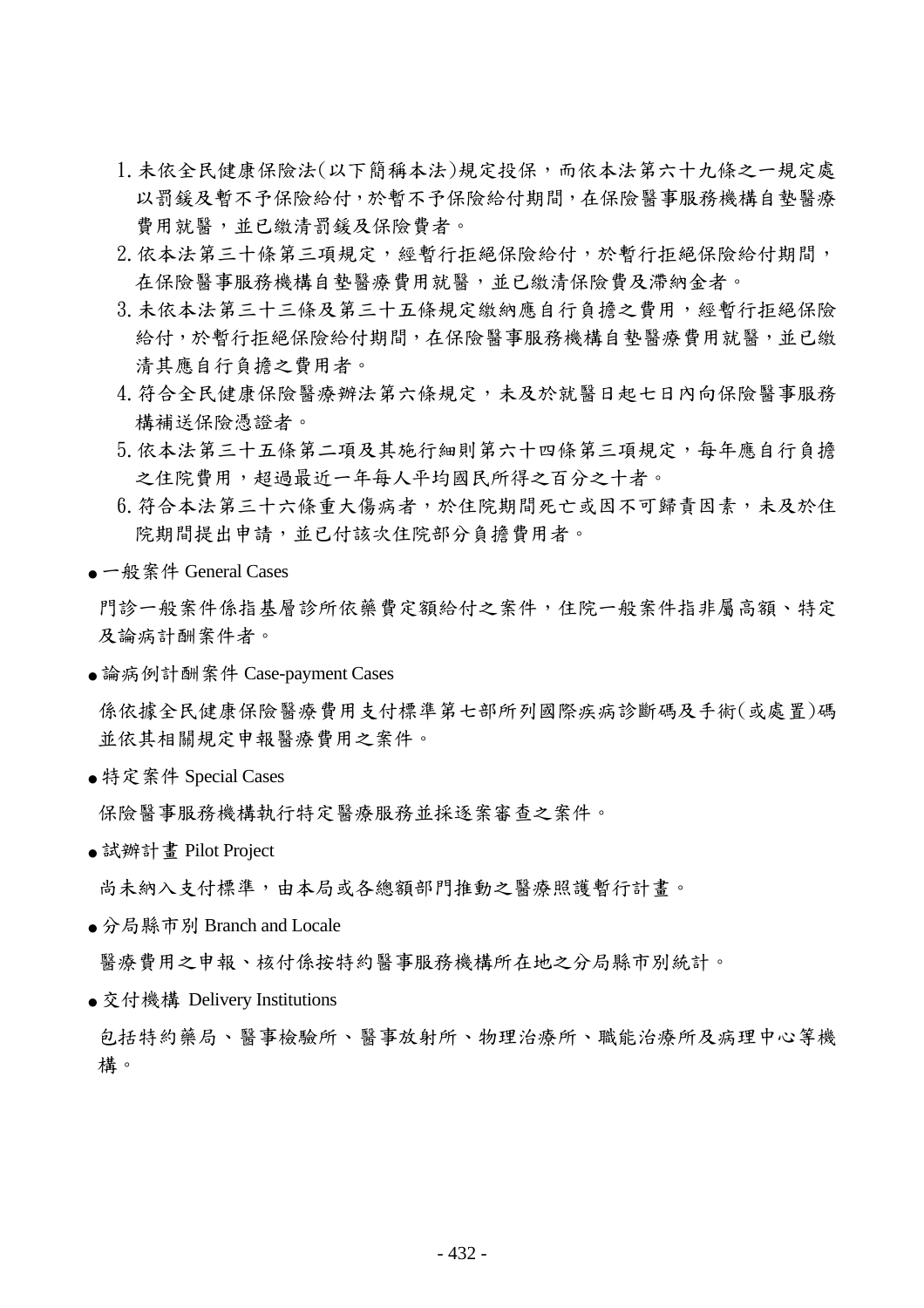1. 未依全民健康保險法(以下簡稱本法)規定投保，而依本法第六十九條之一規定處以罰鍰及暫不予保險給付，於暫不予保險給付期間，在保險醫事服務機構自墊醫療費用就醫，並已繳清罰鍰及保險費者。
2. 依本法第三十條第三項規定，經暫行拒絕保險給付，於暫行拒絕保險給付期間，在保險醫事服務機構自墊醫療費用就醫，並已繳清保險費及滯納金者。
3. 未依本法第三十三條及第三十五條規定繳納應自行負擔之費用，經暫行拒絕保險給付，於暫行拒絕保險給付期間，在保險醫事服務機構自墊醫療費用就醫，並已繳清其應自行負擔之費用者。
4. 符合全民健康保險醫療辦法第六條規定，未及於就醫日起七日內向保險醫事服務構補送保險憑證者。
5. 依本法第三十五條第二項及其施行細則第六十四條第三項規定，每年應自行負擔之住院費用，超過最近一年每人平均國民所得之百分之十者。
6. 符合本法第三十六條重大傷病者，於住院期間死亡或因不可歸責因素，未及於住院期間提出申請，並已付該次住院部分負擔費用者。

- 一般案件 General Cases

門診一般案件係指基層診所依藥費定額給付之案件，住院一般案件指非屬高額、特定及論病計酬案件者。

- 論病例計酬案件 Case-payment Cases

係依據全民健康保險醫療費用支付標準第七部所列國際疾病診斷碼及手術(或處置)碼並依其相關規定申報醫療費用之案件。

- 特定案件 Special Cases

保險醫事服務機構執行特定醫療服務並採逐案審查之案件。

- 試辦計畫 Pilot Project

尚未納入支付標準，由本局或各總額部門推動之醫療照護暫行計畫。

- 分局縣市別 Branch and Locale

醫療費用之申報、核付係按特約醫事服務機構所在地之分局縣市別統計。

- 交付機構 Delivery Institutions

包括特約藥局、醫事檢驗所、醫事放射所、物理治療所、職能治療所及病理中心等機構。